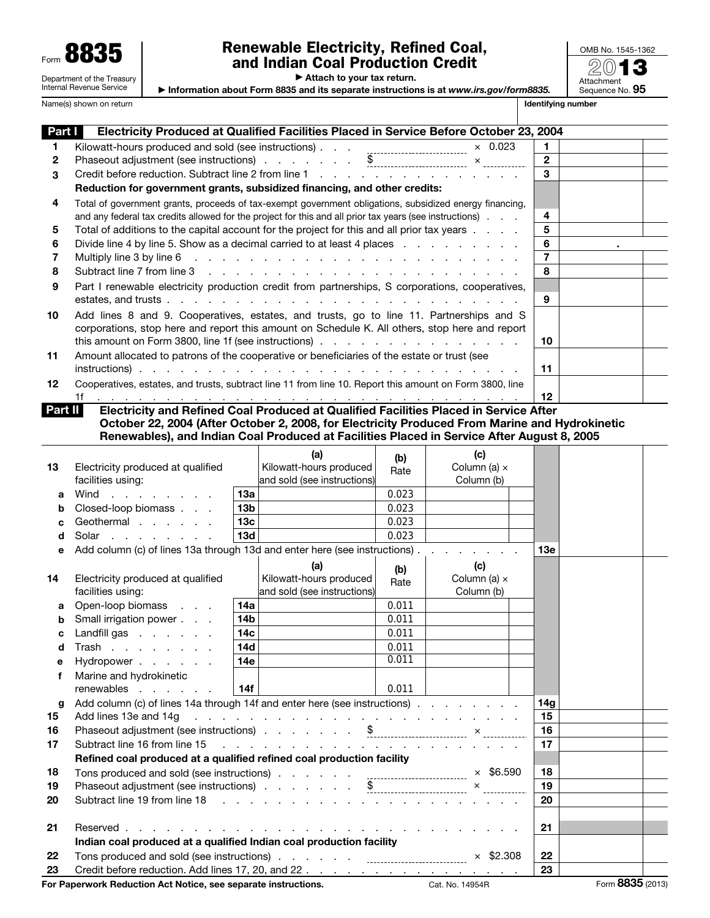Form **8835**

Department of the Treasury
Internal Revenue Service

# Renewable Electricity, Refined Coal, and Indian Coal Production Credit

▶ Attach to your tax return.

▶ Information about Form 8835 and its separate instructions is at *www.irs.gov/form8835*.

OMB No. 1545-1362

2013

Attachment Sequence No. **95**

Name(s) shown on return | Identifying number

## Part I Electricity Produced at Qualified Facilities Placed in Service Before October 23, 2004

| Line | Description | | |
|---|---|---|---|
| 1 | Kilowatt-hours produced and sold (see instructions) . . . ________ × 0.023 | 1 | |
| 2 | Phaseout adjustment (see instructions) . . . . . . . $ ________ × ________ | 2 | |
| 3 | Credit before reduction. Subtract line 2 from line 1 | 3 | |
| | **Reduction for government grants, subsidized financing, and other credits:** | | |
| 4 | Total of government grants, proceeds of tax-exempt government obligations, subsidized energy financing, and any federal tax credits allowed for the project for this and all prior tax years (see instructions) | 4 | |
| 5 | Total of additions to the capital account for the project for this and all prior tax years | 5 | |
| 6 | Divide line 4 by line 5. Show as a decimal carried to at least 4 places | 6 | . |
| 7 | Multiply line 3 by line 6 | 7 | |
| 8 | Subtract line 7 from line 3 | 8 | |
| 9 | Part I renewable electricity production credit from partnerships, S corporations, cooperatives, estates, and trusts | 9 | |
| 10 | Add lines 8 and 9. Cooperatives, estates, and trusts, go to line 11. Partnerships and S corporations, stop here and report this amount on Schedule K. All others, stop here and report this amount on Form 3800, line 1f (see instructions) | 10 | |
| 11 | Amount allocated to patrons of the cooperative or beneficiaries of the estate or trust (see instructions) | 11 | |
| 12 | Cooperatives, estates, and trusts, subtract line 11 from line 10. Report this amount on Form 3800, line 1f | 12 | |

## Part II Electricity and Refined Coal Produced at Qualified Facilities Placed in Service After October 22, 2004 (After October 2, 2008, for Electricity Produced From Marine and Hydrokinetic Renewables), and Indian Coal Produced at Facilities Placed in Service After August 8, 2005

| Line | 13 Electricity produced at qualified facilities using: | | (a) Kilowatt-hours produced and sold (see instructions) | (b) Rate | (c) Column (a) × Column (b) | | |
|---|---|---|---|---|---|---|---|
| a | Wind | 13a | | 0.023 | | | |
| b | Closed-loop biomass | 13b | | 0.023 | | | |
| c | Geothermal | 13c | | 0.023 | | | |
| d | Solar | 13d | | 0.023 | | | |
| e | Add column (c) of lines 13a through 13d and enter here (see instructions) | | | | | 13e | |

| Line | 14 Electricity produced at qualified facilities using: | | (a) Kilowatt-hours produced and sold (see instructions) | (b) Rate | (c) Column (a) × Column (b) | | |
|---|---|---|---|---|---|---|---|
| a | Open-loop biomass | 14a | | 0.011 | | | |
| b | Small irrigation power | 14b | | 0.011 | | | |
| c | Landfill gas | 14c | | 0.011 | | | |
| d | Trash | 14d | | 0.011 | | | |
| e | Hydropower | 14e | | 0.011 | | | |
| f | Marine and hydrokinetic renewables | 14f | | 0.011 | | | |
| g | Add column (c) of lines 14a through 14f and enter here (see instructions) | | | | | 14g | |

| Line | Description | | |
|---|---|---|---|
| 15 | Add lines 13e and 14g | 15 | |
| 16 | Phaseout adjustment (see instructions) . . . . . . . $ ________ × ________ | 16 | |
| 17 | Subtract line 16 from line 15 | 17 | |
| | **Refined coal produced at a qualified refined coal production facility** | | |
| 18 | Tons produced and sold (see instructions) . . . . . . ________ × $6.590 | 18 | |
| 19 | Phaseout adjustment (see instructions) . . . . . . . $ ________ × ________ | 19 | |
| 20 | Subtract line 19 from line 18 | 20 | |
| 21 | Reserved | 21 | |
| | **Indian coal produced at a qualified Indian coal production facility** | | |
| 22 | Tons produced and sold (see instructions) . . . . . . ________ × $2.308 | 22 | |
| 23 | Credit before reduction. Add lines 17, 20, and 22 | 23 | |

**For Paperwork Reduction Act Notice, see separate instructions.** Cat. No. 14954R Form **8835** (2013)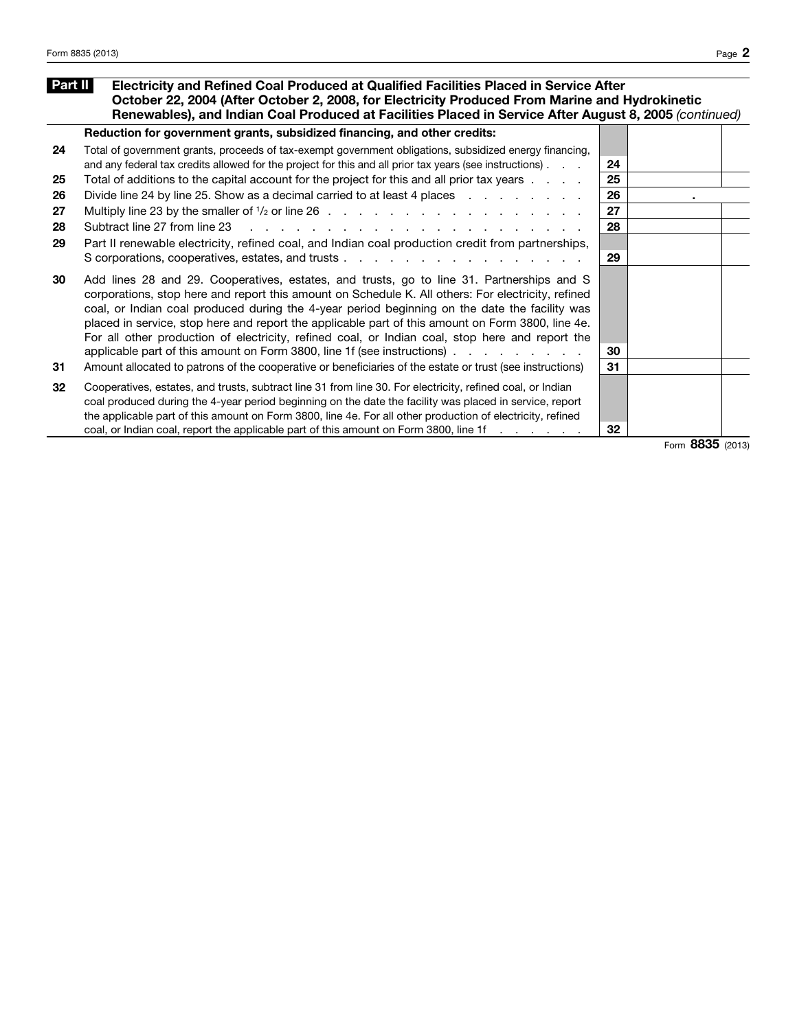**Part II** **Electricity and Refined Coal Produced at Qualified Facilities Placed in Service After October 22, 2004 (After October 2, 2008, for Electricity Produced From Marine and Hydrokinetic Renewables), and Indian Coal Produced at Facilities Placed in Service After August 8, 2005** *(continued)*

| | | | |
|---|---|---|---|
| | **Reduction for government grants, subsidized financing, and other credits:** | | |
| 24 | Total of government grants, proceeds of tax-exempt government obligations, subsidized energy financing, and any federal tax credits allowed for the project for this and all prior tax years (see instructions) | 24 | |
| 25 | Total of additions to the capital account for the project for this and all prior tax years | 25 | |
| 26 | Divide line 24 by line 25. Show as a decimal carried to at least 4 places | 26 | . |
| 27 | Multiply line 23 by the smaller of $^1/_2$ or line 26 | 27 | |
| 28 | Subtract line 27 from line 23 | 28 | |
| 29 | Part II renewable electricity, refined coal, and Indian coal production credit from partnerships, S corporations, cooperatives, estates, and trusts | 29 | |
| 30 | Add lines 28 and 29. Cooperatives, estates, and trusts, go to line 31. Partnerships and S corporations, stop here and report this amount on Schedule K. All others: For electricity, refined coal, or Indian coal produced during the 4-year period beginning on the date the facility was placed in service, stop here and report the applicable part of this amount on Form 3800, line 4e. For all other production of electricity, refined coal, or Indian coal, stop here and report the applicable part of this amount on Form 3800, line 1f (see instructions) | 30 | |
| 31 | Amount allocated to patrons of the cooperative or beneficiaries of the estate or trust (see instructions) | 31 | |
| 32 | Cooperatives, estates, and trusts, subtract line 31 from line 30. For electricity, refined coal, or Indian coal produced during the 4-year period beginning on the date the facility was placed in service, report the applicable part of this amount on Form 3800, line 4e. For all other production of electricity, refined coal, or Indian coal, report the applicable part of this amount on Form 3800, line 1f | 32 | |